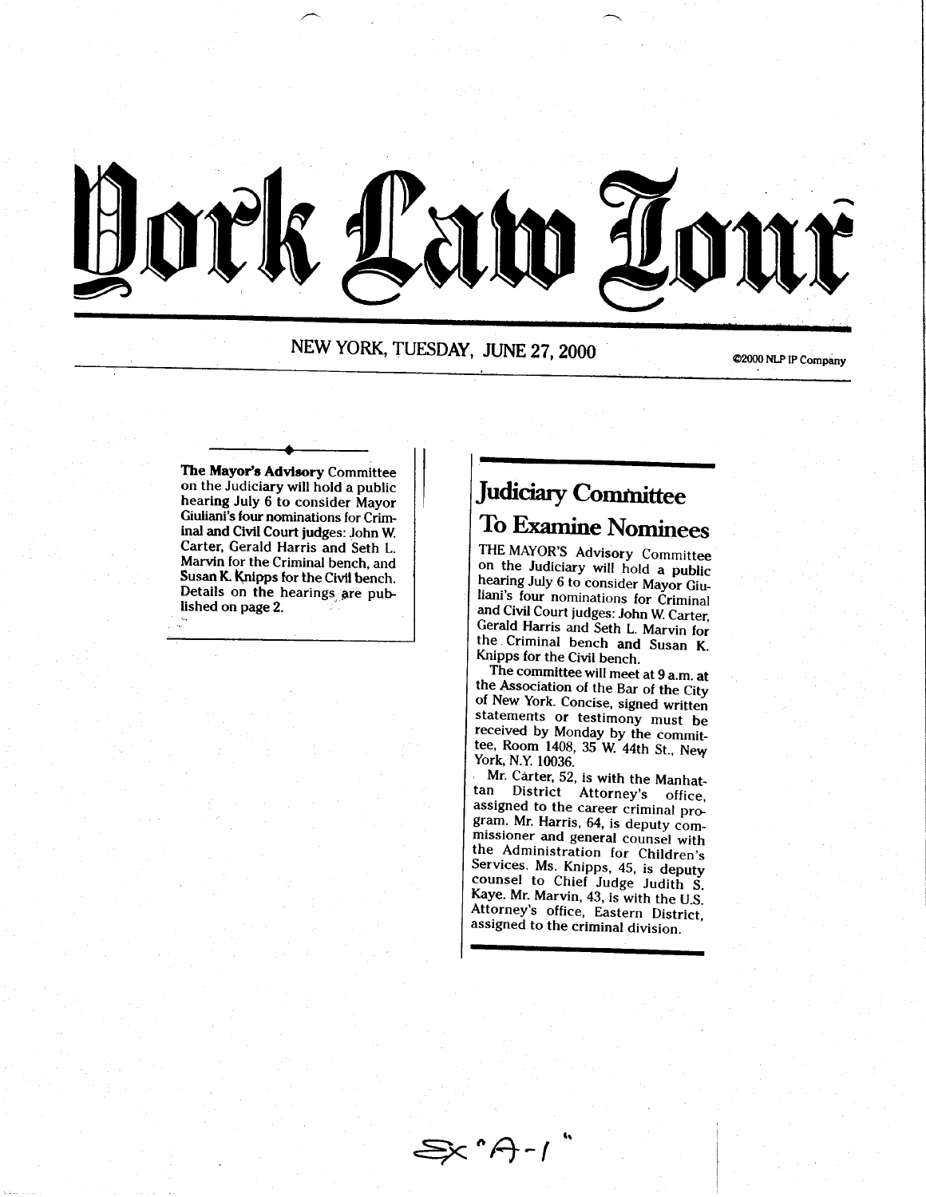# York Law Jour

NEW YORK, TUESDAY, JUNE 27, 2000

©2000 NLP IP Company

**The Mayor's Advisory** Committee on the Judiciary will hold a public hearing July 6 to consider Mayor Giuliani's four nominations for Criminal and Civil Court judges: John W. Carter, Gerald Harris and Seth L. Marvin for the Criminal bench, and Susan K. Knipps for the Civil bench. Details on the hearings are published on page 2.

## Judiciary Committee To Examine Nominees

THE MAYOR'S Advisory Committee on the Judiciary will hold a public hearing July 6 to consider Mayor Giuliani's four nominations for Criminal and Civil Court judges: John W. Carter, Gerald Harris and Seth L. Marvin for the Criminal bench and Susan K. Knipps for the Civil bench.

The committee will meet at 9 a.m. at the Association of the Bar of the City of New York. Concise, signed written statements or testimony must be received by Monday by the committee, Room 1408, 35 W. 44th St., New York, N.Y. 10036.

Mr. Carter, 52, is with the Manhattan District Attorney's office, assigned to the career criminal program. Mr. Harris, 64, is deputy commissioner and general counsel with the Administration for Children's Services. Ms. Knipps, 45, is deputy counsel to Chief Judge Judith S. Kaye. Mr. Marvin, 43, is with the U.S. Attorney's office, Eastern District, assigned to the criminal division.

Ex "A-1"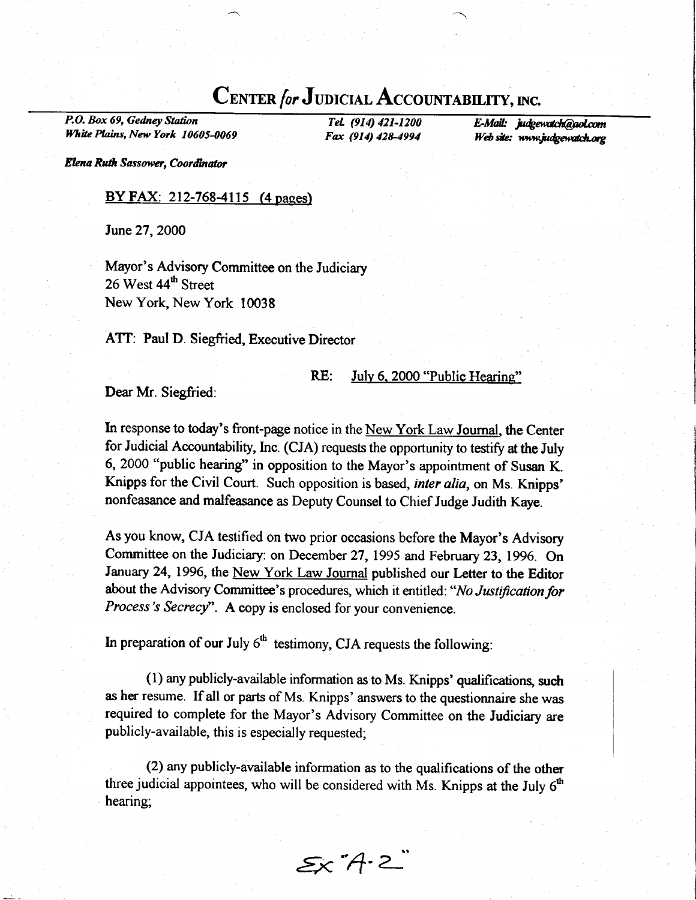# CENTER *for* JUDICIAL ACCOUNTABILITY, INC.

*P.O. Box 69, Gedney Station*
*White Plains, New York 10605-0069*

*Tel. (914) 421-1200*
*Fax (914) 428-4994*

*E-Mail: judgewatch@aol.com*
*Web site: www.judgewatch.org*

***Elena Ruth Sassower, Coordinator***

BY FAX: 212-768-4115 (4 pages)

June 27, 2000

Mayor's Advisory Committee on the Judiciary
26 West 44th Street
New York, New York 10038

ATT: Paul D. Siegfried, Executive Director

RE: July 6, 2000 "Public Hearing"

Dear Mr. Siegfried:

In response to today's front-page notice in the New York Law Journal, the Center for Judicial Accountability, Inc. (CJA) requests the opportunity to testify at the July 6, 2000 "public hearing" in opposition to the Mayor's appointment of Susan K. Knipps for the Civil Court. Such opposition is based, *inter alia*, on Ms. Knipps' nonfeasance and malfeasance as Deputy Counsel to Chief Judge Judith Kaye.

As you know, CJA testified on two prior occasions before the Mayor's Advisory Committee on the Judiciary: on December 27, 1995 and February 23, 1996. On January 24, 1996, the New York Law Journal published our Letter to the Editor about the Advisory Committee's procedures, which it entitled: "*No Justification for Process's Secrecy*". A copy is enclosed for your convenience.

In preparation of our July 6th testimony, CJA requests the following:

(1) any publicly-available information as to Ms. Knipps' qualifications, such as her resume. If all or parts of Ms. Knipps' answers to the questionnaire she was required to complete for the Mayor's Advisory Committee on the Judiciary are publicly-available, this is especially requested;

(2) any publicly-available information as to the qualifications of the other three judicial appointees, who will be considered with Ms. Knipps at the July 6th hearing;

Ex "A-2"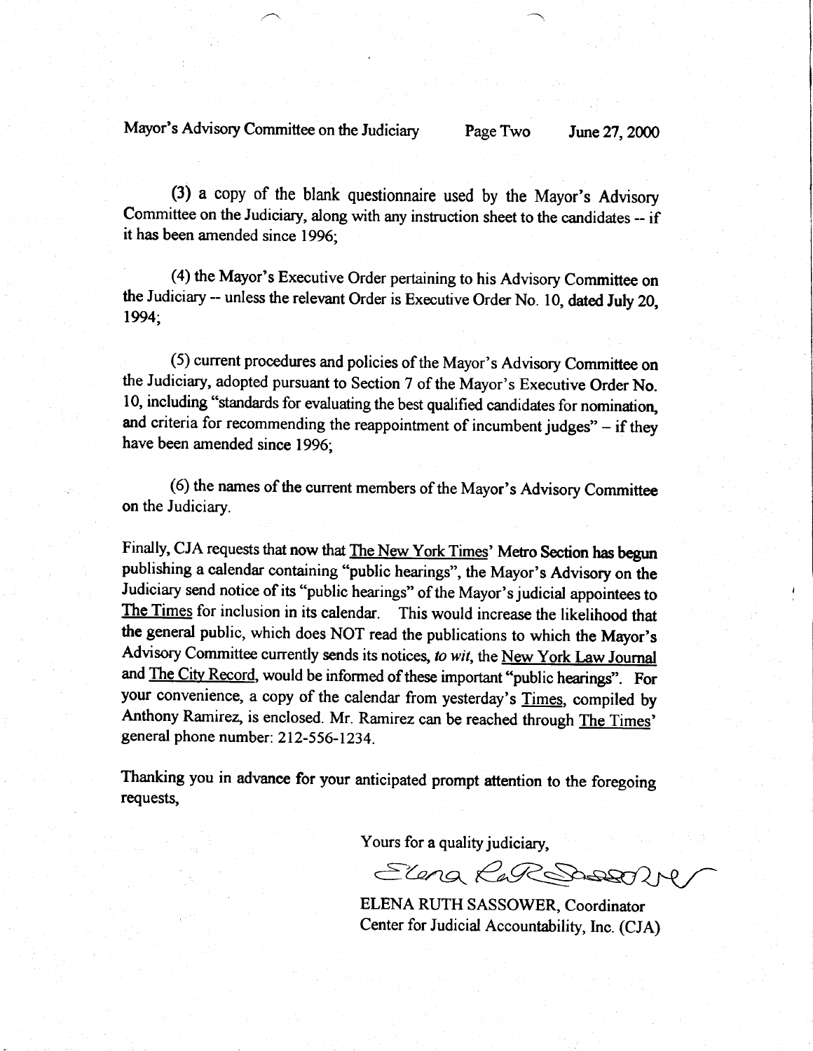(3) a copy of the blank questionnaire used by the Mayor's Advisory Committee on the Judiciary, along with any instruction sheet to the candidates -- if it has been amended since 1996;

(4) the Mayor's Executive Order pertaining to his Advisory Committee on the Judiciary -- unless the relevant Order is Executive Order No. 10, **dated July 20, 1994**;

(5) current procedures and policies of the Mayor's Advisory Committee on the Judiciary, adopted pursuant to Section 7 of the Mayor's Executive Order No. 10, including "standards for evaluating the best qualified candidates for nomination, and criteria for recommending the reappointment of incumbent judges" – if they have been amended since 1996;

(6) the names of the current members of the Mayor's Advisory Committee on the Judiciary.

Finally, CJA requests that now that The New York Times' Metro Section has begun publishing a calendar containing "public hearings", the Mayor's Advisory on the Judiciary send notice of its "public hearings" of the Mayor's judicial appointees to The Times for inclusion in its calendar. This would increase the likelihood that the general public, which does NOT read the publications to which the Mayor's Advisory Committee currently sends its notices, *to wit*, the New York Law Journal and The City Record, would be informed of these important "public hearings". For your convenience, a copy of the calendar from yesterday's Times, compiled by Anthony Ramirez, is enclosed. Mr. Ramirez can be reached through The Times' general phone number: 212-556-1234.

Thanking you in advance for your anticipated prompt attention to the foregoing requests,

Yours for a quality judiciary,

*Elena Ruth Sassower*

ELENA RUTH SASSOWER, Coordinator
Center for Judicial Accountability, Inc. (CJA)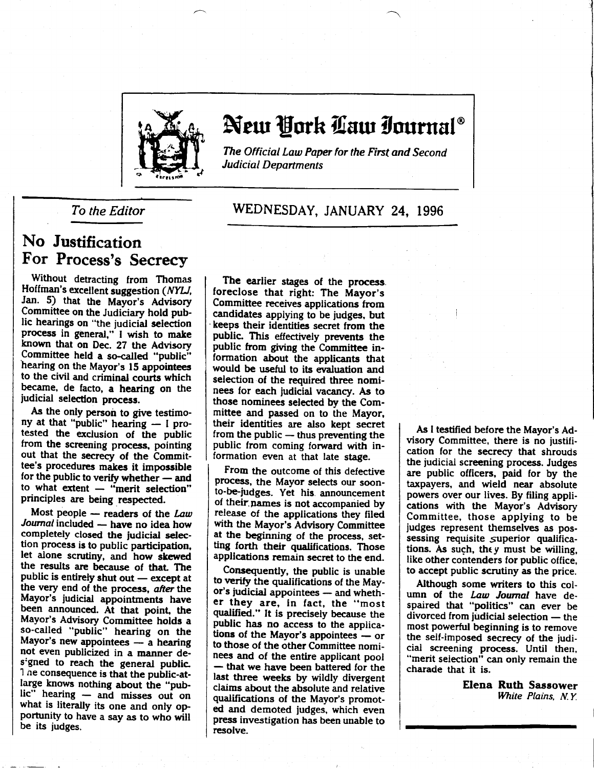# New York Law Journal®

*The Official Law Paper for the First and Second Judicial Departments*

*To the Editor*

WEDNESDAY, JANUARY 24, 1996

## No Justification For Process's Secrecy

Without detracting from Thomas Hoffman's excellent suggestion (*NYLJ*, Jan. 5) that the Mayor's Advisory Committee on the Judiciary hold public hearings on "the judicial selection process in general," I wish to make known that on Dec. 27 the Advisory Committee held a so-called "public" hearing on the Mayor's 15 appointees to the civil and criminal courts which became, de facto, a hearing on the judicial selection process.

As the only person to give testimony at that "public" hearing — I protested the exclusion of the public from the screening process, pointing out that the secrecy of the Committee's procedures makes it impossible for the public to verify whether — and to what extent — "merit selection" principles are being respected.

Most people — readers of the *Law Journal* included — have no idea how completely closed the judicial selection process is to public participation, let alone scrutiny, and how skewed the results are because of that. The public is entirely shut out — except at the very end of the process, *after* the Mayor's judicial appointments have been announced. At that point, the Mayor's Advisory Committee holds a so-called "public" hearing on the Mayor's new appointees — a hearing not even publicized in a manner designed to reach the general public. The consequence is that the public-at-large knows nothing about the "public" hearing — and misses out on what is literally its one and only opportunity to have a say as to who will be its judges.

The earlier stages of the process foreclose that right: The Mayor's Committee receives applications from candidates applying to be judges, but keeps their identities secret from the public. This effectively prevents the public from giving the Committee information about the applicants that would be useful to its evaluation and selection of the required three nominees for each judicial vacancy. As to those nominees selected by the Committee and passed on to the Mayor, their identities are also kept secret from the public — thus preventing the public from coming forward with information even at that late stage.

From the outcome of this defective process, the Mayor selects our soon-to-be-judges. Yet his announcement of their names is not accompanied by release of the applications they filed with the Mayor's Advisory Committee at the beginning of the process, setting forth their qualifications. Those applications remain secret to the end.

Consequently, the public is unable to verify the qualifications of the Mayor's judicial appointees — and whether they are, in fact, the "most qualified." It is precisely because the public has no access to the applications of the Mayor's appointees — or to those of the other Committee nominees and of the entire applicant pool — that we have been battered for the last three weeks by wildly divergent claims about the absolute and relative qualifications of the Mayor's promoted and demoted judges, which even press investigation has been unable to resolve.

As I testified before the Mayor's Advisory Committee, there is no justification for the secrecy that shrouds the judicial screening process. Judges are public officers, paid for by the taxpayers, and wield near absolute powers over our lives. By filing applications with the Mayor's Advisory Committee, those applying to be judges represent themselves as possessing requisite superior qualifications. As such, they must be willing, like other contenders for public office, to accept public scrutiny as the price.

Although some writers to this column of the *Law Journal* have despaired that "politics" can ever be divorced from judicial selection — the most powerful beginning is to remove the self-imposed secrecy of the judicial screening process. Until then, "merit selection" can only remain the charade that it is.

**Elena Ruth Sassower**
*White Plains, N.Y.*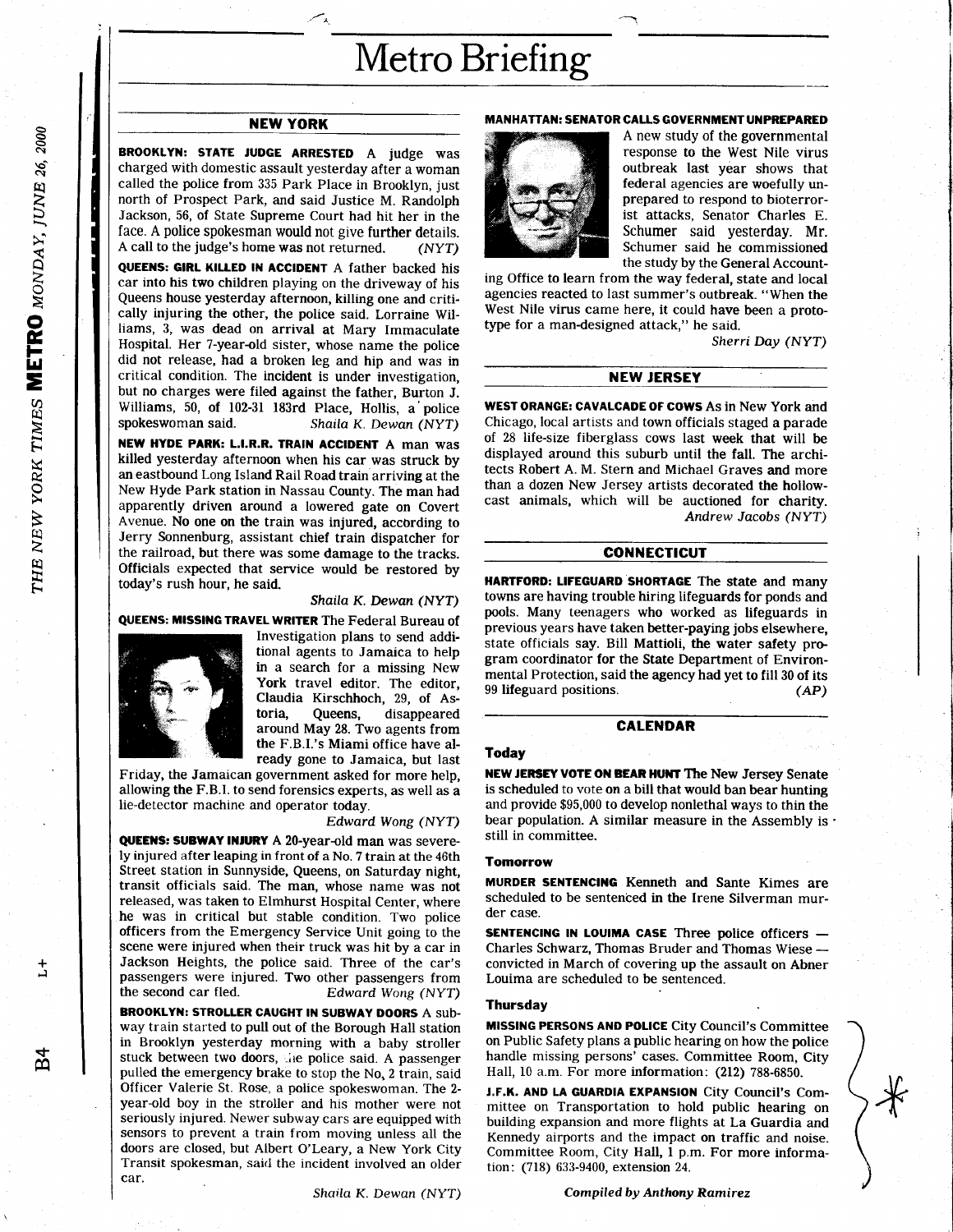# Metro Briefing

## NEW YORK

**BROOKLYN: STATE JUDGE ARRESTED** A judge was charged with domestic assault yesterday after a woman called the police from 335 Park Place in Brooklyn, just north of Prospect Park, and said Justice M. Randolph Jackson, 56, of State Supreme Court had hit her in the face. A police spokesman would not give further details. A call to the judge's home was not returned. *(NYT)*

**QUEENS: GIRL KILLED IN ACCIDENT** A father backed his car into his two children playing on the driveway of his Queens house yesterday afternoon, killing one and critically injuring the other, the police said. Lorraine Williams, 3, was dead on arrival at Mary Immaculate Hospital. Her 7-year-old sister, whose name the police did not release, had a broken leg and hip and was in critical condition. The incident is under investigation, but no charges were filed against the father, Burton J. Williams, 50, of 102-31 183rd Place, Hollis, a police spokeswoman said. *Shaila K. Dewan (NYT)*

**NEW HYDE PARK: L.I.R.R. TRAIN ACCIDENT** A man was killed yesterday afternoon when his car was struck by an eastbound Long Island Rail Road train arriving at the New Hyde Park station in Nassau County. The man had apparently driven around a lowered gate on Covert Avenue. No one on the train was injured, according to Jerry Sonnenburg, assistant chief train dispatcher for the railroad, but there was some damage to the tracks. Officials expected that service would be restored by today's rush hour, he said.

*Shaila K. Dewan (NYT)*

**QUEENS: MISSING TRAVEL WRITER** The Federal Bureau of Investigation plans to send additional agents to Jamaica to help in a search for a missing New York travel editor. The editor, Claudia Kirschhoch, 29, of Astoria, Queens, disappeared around May 28. Two agents from the F.B.I.'s Miami office have already gone to Jamaica, but last Friday, the Jamaican government asked for more help, allowing the F.B.I. to send forensics experts, as well as a lie-detector machine and operator today.

*Edward Wong (NYT)*

**QUEENS: SUBWAY INJURY** A 20-year-old man was severely injured after leaping in front of a No. 7 train at the 46th Street station in Sunnyside, Queens, on Saturday night, transit officials said. The man, whose name was not released, was taken to Elmhurst Hospital Center, where he was in critical but stable condition. Two police officers from the Emergency Service Unit going to the scene were injured when their truck was hit by a car in Jackson Heights, the police said. Three of the car's passengers were injured. Two other passengers from the second car fled. *Edward Wong (NYT)*

**BROOKLYN: STROLLER CAUGHT IN SUBWAY DOORS** A subway train started to pull out of the Borough Hall station in Brooklyn yesterday morning with a baby stroller stuck between two doors, the police said. A passenger pulled the emergency brake to stop the No. 2 train, said Officer Valerie St. Rose, a police spokeswoman. The 2-year-old boy in the stroller and his mother were not seriously injured. Newer subway cars are equipped with sensors to prevent a train from moving unless all the doors are closed, but Albert O'Leary, a New York City Transit spokesman, said the incident involved an older car.

*Shaila K. Dewan (NYT)*

**MANHATTAN: SENATOR CALLS GOVERNMENT UNPREPARED** A new study of the governmental response to the West Nile virus outbreak last year shows that federal agencies are woefully unprepared to respond to bioterrorist attacks, Senator Charles E. Schumer said yesterday. Mr. Schumer said he commissioned the study by the General Accounting Office to learn from the way federal, state and local agencies reacted to last summer's outbreak. "When the West Nile virus came here, it could have been a prototype for a man-designed attack," he said.

*Sherri Day (NYT)*

## NEW JERSEY

**WEST ORANGE: CAVALCADE OF COWS** As in New York and Chicago, local artists and town officials staged a parade of 28 life-size fiberglass cows last week that will be displayed around this suburb until the fall. The architects Robert A. M. Stern and Michael Graves and more than a dozen New Jersey artists decorated the hollow-cast animals, which will be auctioned for charity.

*Andrew Jacobs (NYT)*

## CONNECTICUT

**HARTFORD: LIFEGUARD SHORTAGE** The state and many towns are having trouble hiring lifeguards for ponds and pools. Many teenagers who worked as lifeguards in previous years have taken better-paying jobs elsewhere, state officials say. Bill Mattioli, the water safety program coordinator for the State Department of Environmental Protection, said the agency had yet to fill 30 of its 99 lifeguard positions. *(AP)*

## CALENDAR

### Today

**NEW JERSEY VOTE ON BEAR HUNT** The New Jersey Senate is scheduled to vote on a bill that would ban bear hunting and provide $95,000 to develop nonlethal ways to thin the bear population. A similar measure in the Assembly is still in committee.

### Tomorrow

**MURDER SENTENCING** Kenneth and Sante Kimes are scheduled to be sentenced in the Irene Silverman murder case.

**SENTENCING IN LOUIMA CASE** Three police officers — Charles Schwarz, Thomas Bruder and Thomas Wiese — convicted in March of covering up the assault on Abner Louima are scheduled to be sentenced.

### Thursday

**MISSING PERSONS AND POLICE** City Council's Committee on Public Safety plans a public hearing on how the police handle missing persons' cases. Committee Room, City Hall, 10 a.m. For more information: (212) 788-6850.

**J.F.K. AND LA GUARDIA EXPANSION** City Council's Committee on Transportation to hold public hearing on building expansion and more flights at La Guardia and Kennedy airports and the impact on traffic and noise. Committee Room, City Hall, 1 p.m. For more information: (718) 633-9400, extension 24.

*Compiled by Anthony Ramirez*